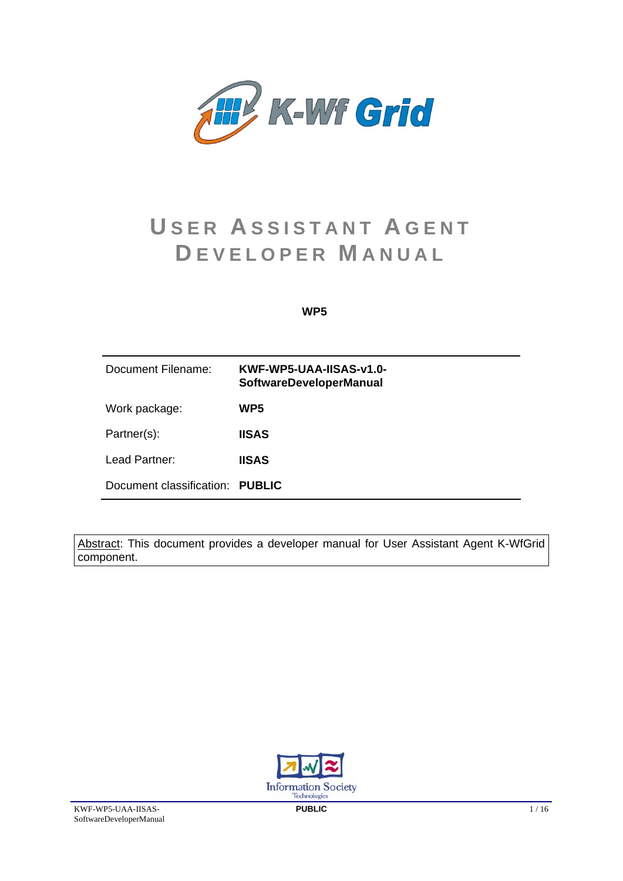# USER ASSISTANT AGENT DEVELOPER MANUAL

**WP5**

| | |
|---|---|
| Document Filename: | **KWF-WP5-UAA-IISAS-v1.0-SoftwareDeveloperManual** |
| Work package: | **WP5** |
| Partner(s): | **IISAS** |
| Lead Partner: | **IISAS** |
| Document classification: | **PUBLIC** |

Abstract: This document provides a developer manual for User Assistant Agent K-WfGrid component.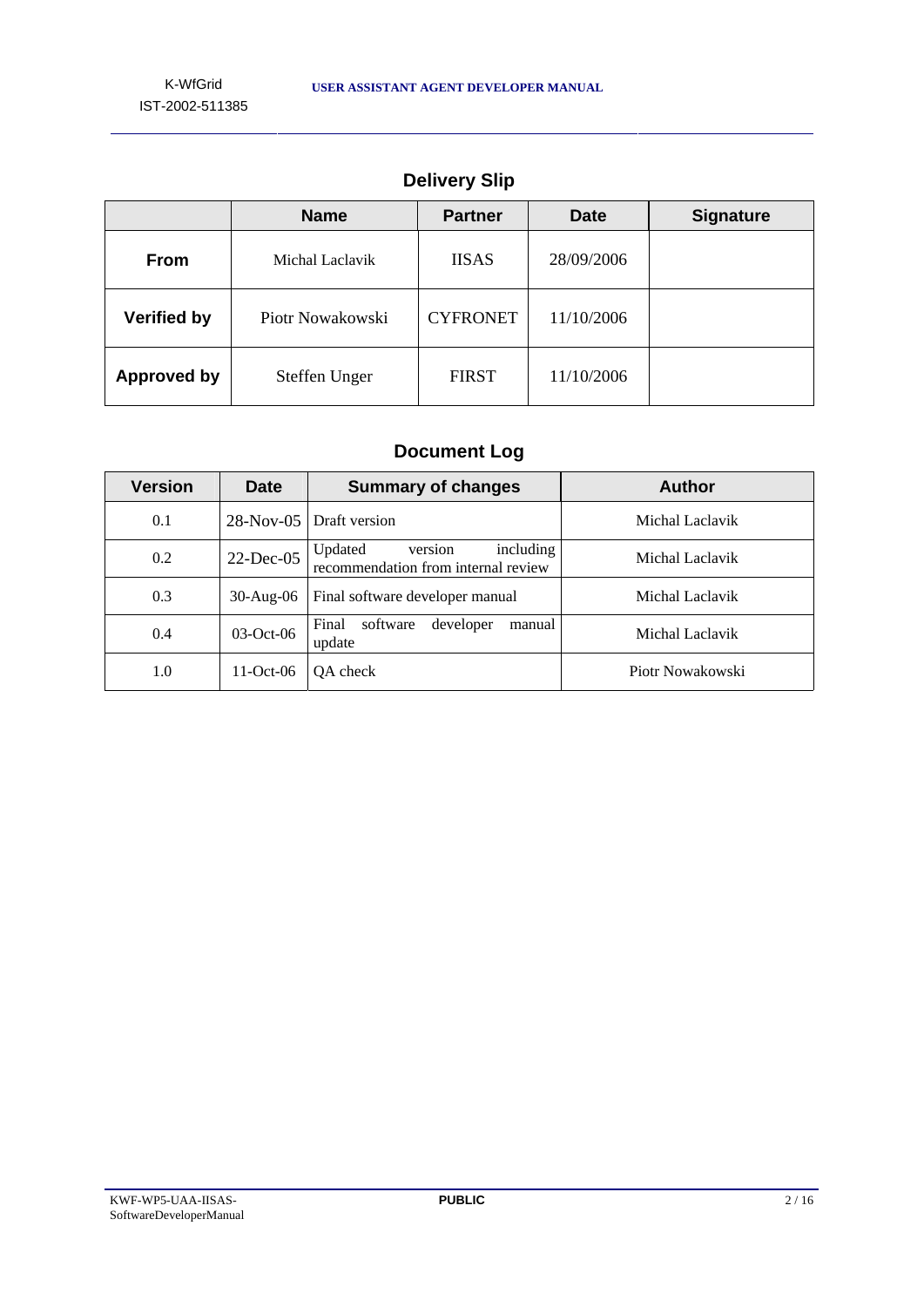## Delivery Slip

| | Name | Partner | Date | Signature |
|---|---|---|---|---|
| **From** | Michal Laclavik | IISAS | 28/09/2006 | |
| **Verified by** | Piotr Nowakowski | CYFRONET | 11/10/2006 | |
| **Approved by** | Steffen Unger | FIRST | 11/10/2006 | |

## Document Log

| Version | Date | Summary of changes | Author |
|---|---|---|---|
| 0.1 | 28-Nov-05 | Draft version | Michal Laclavik |
| 0.2 | 22-Dec-05 | Updated version including recommendation from internal review | Michal Laclavik |
| 0.3 | 30-Aug-06 | Final software developer manual | Michal Laclavik |
| 0.4 | 03-Oct-06 | Final software developer manual update | Michal Laclavik |
| 1.0 | 11-Oct-06 | QA check | Piotr Nowakowski |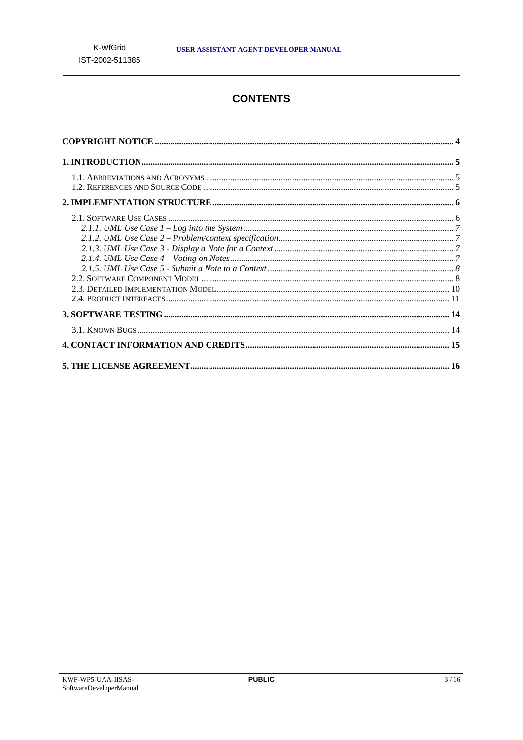# CONTENTS

**COPYRIGHT NOTICE ..... 4**

**1. INTRODUCTION ..... 5**

- 1.1. ABBREVIATIONS AND ACRONYMS ..... 5
- 1.2. REFERENCES AND SOURCE CODE ..... 5

**2. IMPLEMENTATION STRUCTURE ..... 6**

- 2.1. SOFTWARE USE CASES ..... 6
  - *2.1.1. UML Use Case 1 – Log into the System ..... 7*
  - *2.1.2. UML Use Case 2 – Problem/context specification ..... 7*
  - *2.1.3. UML Use Case 3 - Display a Note for a Context ..... 7*
  - *2.1.4. UML Use Case 4 – Voting on Notes ..... 7*
  - *2.1.5. UML Use Case 5 - Submit a Note to a Context ..... 8*
- 2.2. SOFTWARE COMPONENT MODEL ..... 8
- 2.3. DETAILED IMPLEMENTATION MODEL ..... 10
- 2.4. PRODUCT INTERFACES ..... 11

**3. SOFTWARE TESTING ..... 14**

- 3.1. KNOWN BUGS ..... 14

**4. CONTACT INFORMATION AND CREDITS ..... 15**

**5. THE LICENSE AGREEMENT ..... 16**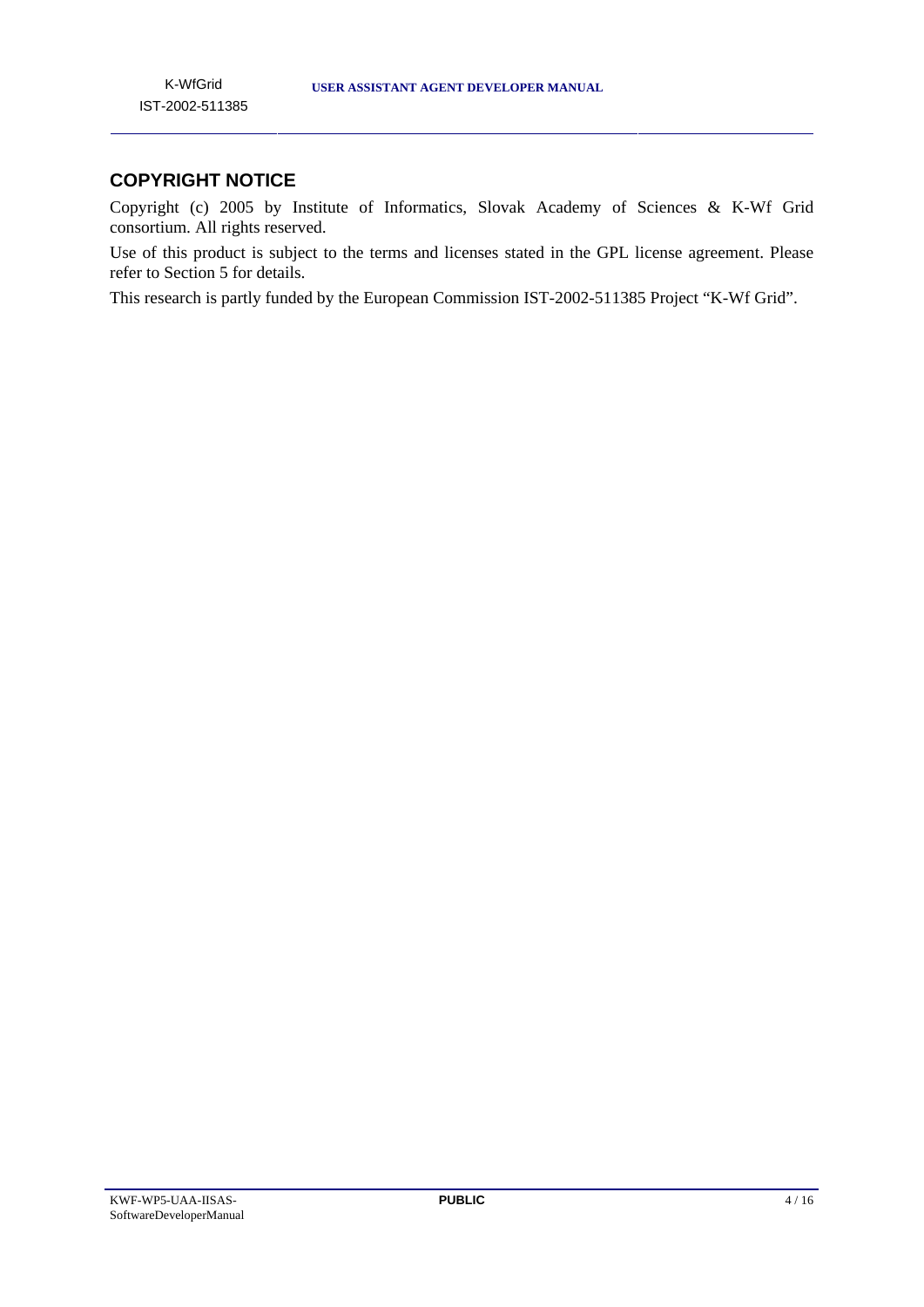## COPYRIGHT NOTICE

Copyright (c) 2005 by Institute of Informatics, Slovak Academy of Sciences & K-Wf Grid consortium. All rights reserved.

Use of this product is subject to the terms and licenses stated in the GPL license agreement. Please refer to Section 5 for details.

This research is partly funded by the European Commission IST-2002-511385 Project "K-Wf Grid".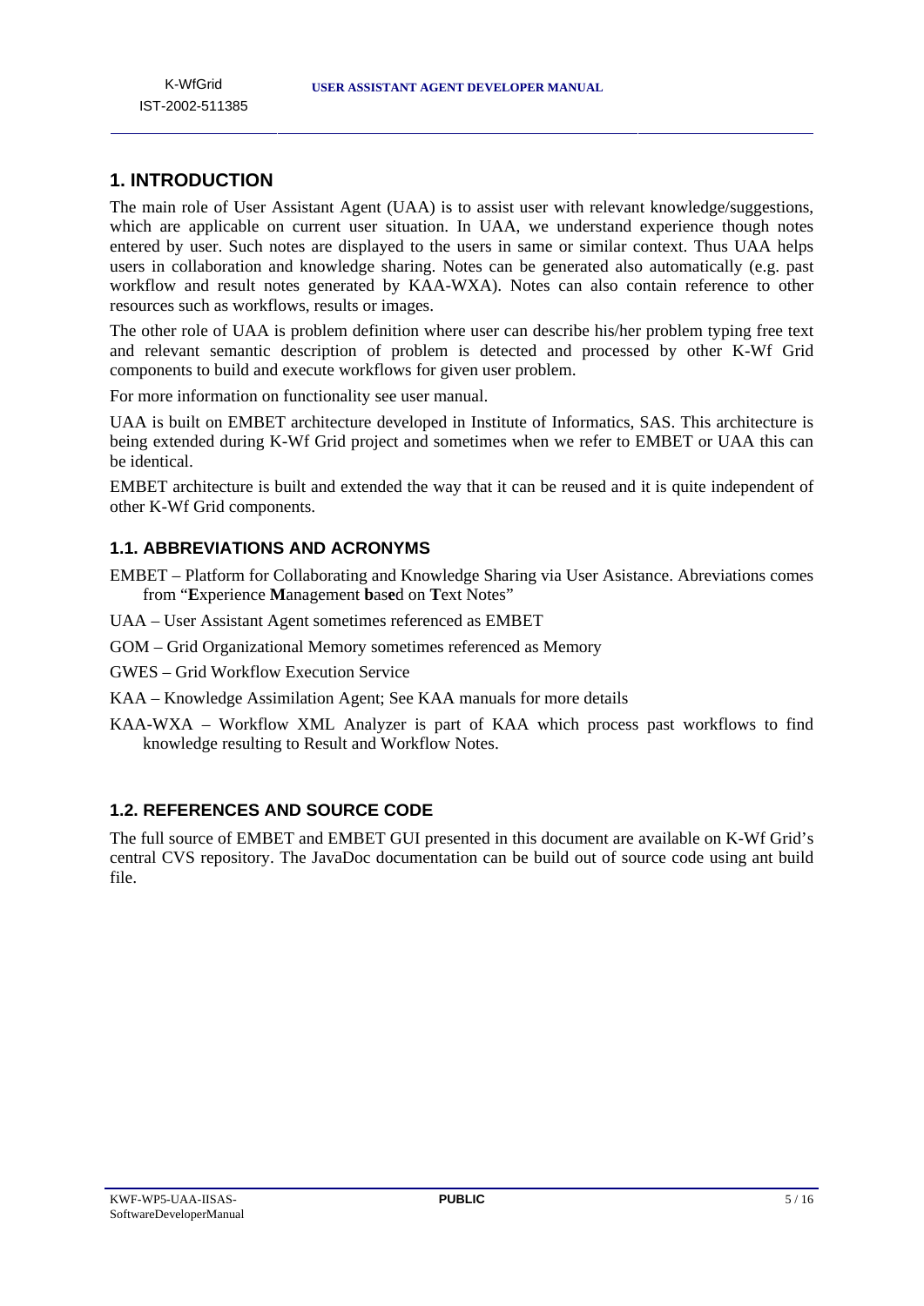# 1. INTRODUCTION

The main role of User Assistant Agent (UAA) is to assist user with relevant knowledge/suggestions, which are applicable on current user situation. In UAA, we understand experience though notes entered by user. Such notes are displayed to the users in same or similar context. Thus UAA helps users in collaboration and knowledge sharing. Notes can be generated also automatically (e.g. past workflow and result notes generated by KAA-WXA). Notes can also contain reference to other resources such as workflows, results or images.

The other role of UAA is problem definition where user can describe his/her problem typing free text and relevant semantic description of problem is detected and processed by other K-Wf Grid components to build and execute workflows for given user problem.

For more information on functionality see user manual.

UAA is built on EMBET architecture developed in Institute of Informatics, SAS. This architecture is being extended during K-Wf Grid project and sometimes when we refer to EMBET or UAA this can be identical.

EMBET architecture is built and extended the way that it can be reused and it is quite independent of other K-Wf Grid components.

## 1.1. ABBREVIATIONS AND ACRONYMS

EMBET – Platform for Collaborating and Knowledge Sharing via User Asistance. Abreviations comes from "**E**xperience **M**anagement **b**as**e**d on **T**ext Notes"

UAA – User Assistant Agent sometimes referenced as EMBET

GOM – Grid Organizational Memory sometimes referenced as Memory

GWES – Grid Workflow Execution Service

KAA – Knowledge Assimilation Agent; See KAA manuals for more details

KAA-WXA – Workflow XML Analyzer is part of KAA which process past workflows to find knowledge resulting to Result and Workflow Notes.

## 1.2. REFERENCES AND SOURCE CODE

The full source of EMBET and EMBET GUI presented in this document are available on K-Wf Grid's central CVS repository. The JavaDoc documentation can be build out of source code using ant build file.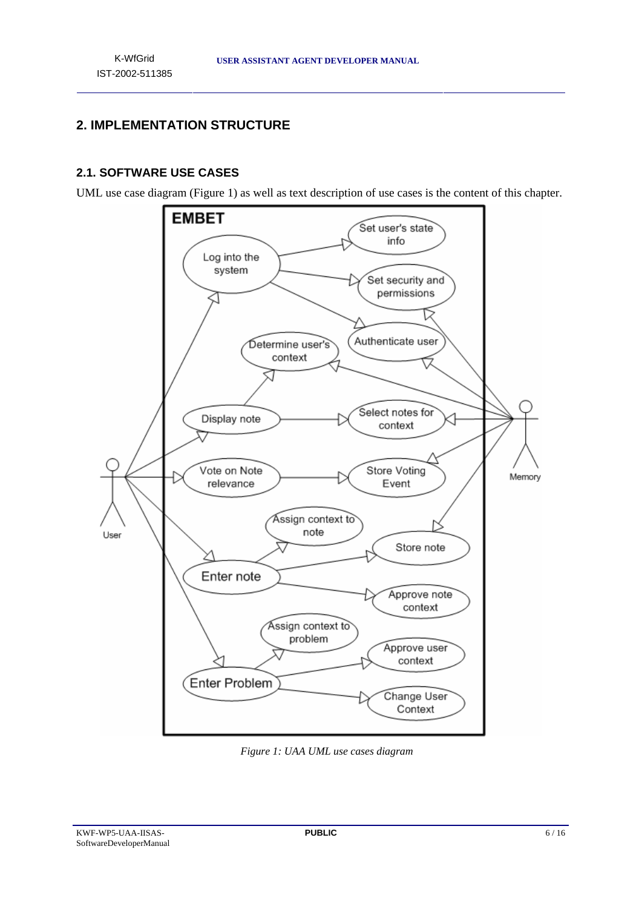# 2. IMPLEMENTATION STRUCTURE

## 2.1. SOFTWARE USE CASES

UML use case diagram (Figure 1) as well as text description of use cases is the content of this chapter.

*Figure 1: UAA UML use cases diagram*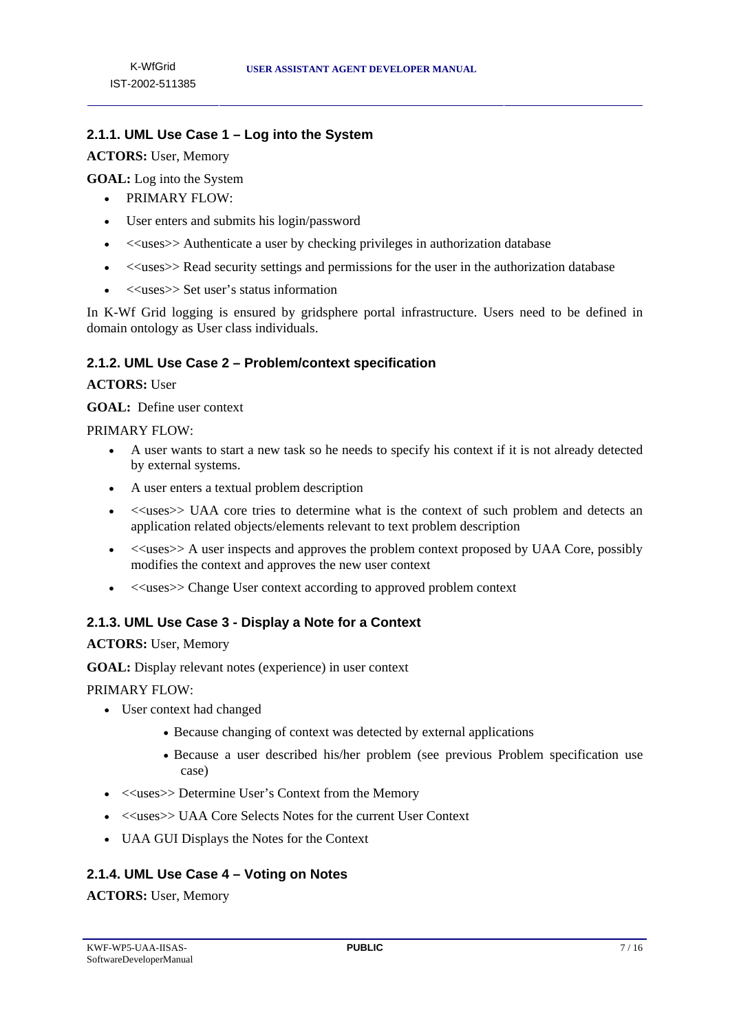### 2.1.1. UML Use Case 1 – Log into the System

**ACTORS:** User, Memory

**GOAL:** Log into the System

- PRIMARY FLOW:
- User enters and submits his login/password
- <<uses>> Authenticate a user by checking privileges in authorization database
- <<uses>> Read security settings and permissions for the user in the authorization database
- <<uses>> Set user's status information

In K-Wf Grid logging is ensured by gridsphere portal infrastructure. Users need to be defined in domain ontology as User class individuals.

### 2.1.2. UML Use Case 2 – Problem/context specification

**ACTORS:** User

**GOAL:** Define user context

PRIMARY FLOW:

- A user wants to start a new task so he needs to specify his context if it is not already detected by external systems.
- A user enters a textual problem description
- <<uses>> UAA core tries to determine what is the context of such problem and detects an application related objects/elements relevant to text problem description
- <<uses>> A user inspects and approves the problem context proposed by UAA Core, possibly modifies the context and approves the new user context
- <<uses>> Change User context according to approved problem context

### 2.1.3. UML Use Case 3 - Display a Note for a Context

**ACTORS:** User, Memory

**GOAL:** Display relevant notes (experience) in user context

PRIMARY FLOW:

- User context had changed
    - Because changing of context was detected by external applications
    - Because a user described his/her problem (see previous Problem specification use case)
- <<uses>> Determine User's Context from the Memory
- <<uses>> UAA Core Selects Notes for the current User Context
- UAA GUI Displays the Notes for the Context

### 2.1.4. UML Use Case 4 – Voting on Notes

**ACTORS:** User, Memory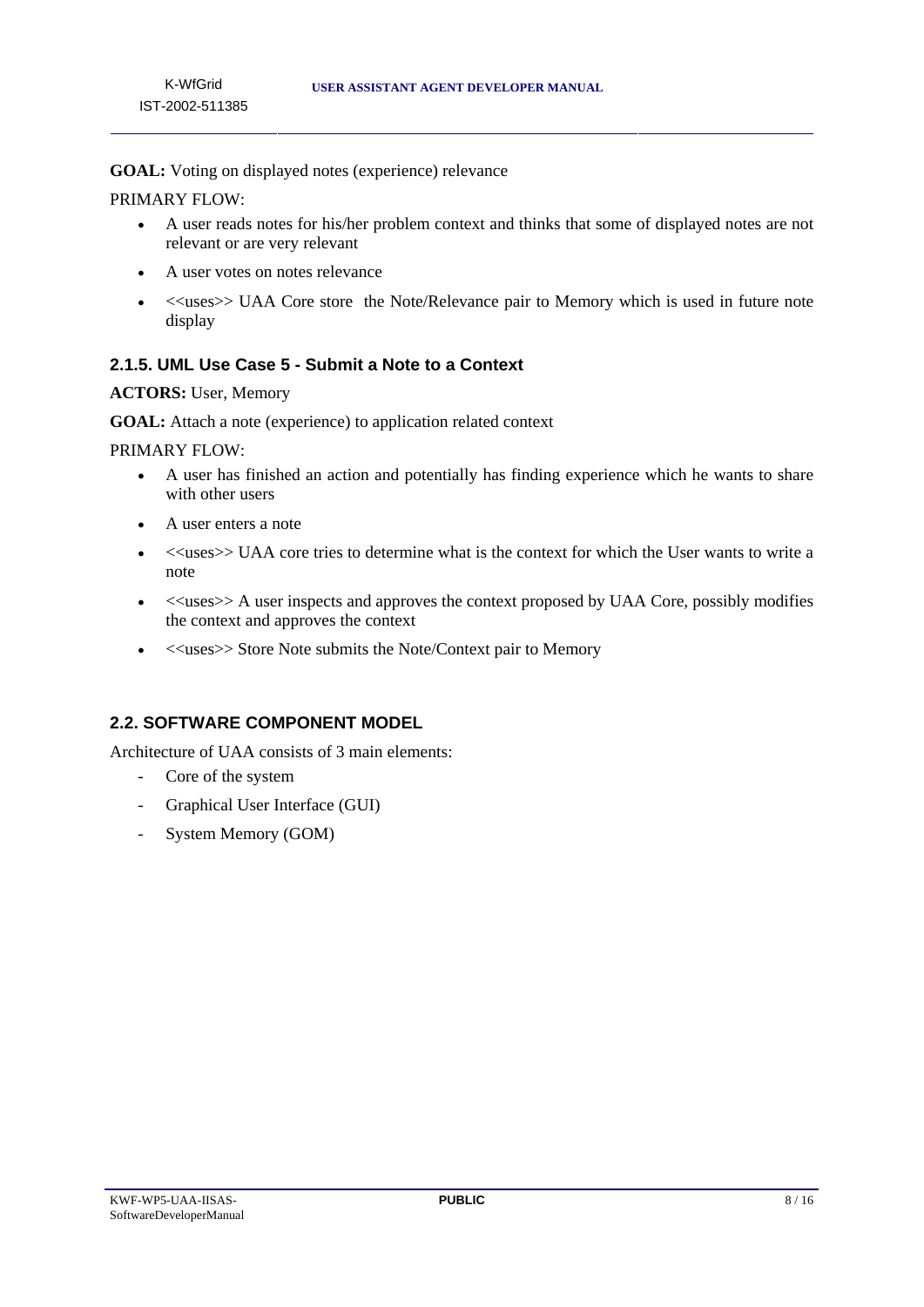**GOAL:** Voting on displayed notes (experience) relevance

PRIMARY FLOW:

- A user reads notes for his/her problem context and thinks that some of displayed notes are not relevant or are very relevant
- A user votes on notes relevance
- <<uses>> UAA Core store the Note/Relevance pair to Memory which is used in future note display

### 2.1.5. UML Use Case 5 - Submit a Note to a Context

**ACTORS:** User, Memory

**GOAL:** Attach a note (experience) to application related context

PRIMARY FLOW:

- A user has finished an action and potentially has finding experience which he wants to share with other users
- A user enters a note
- <<uses>> UAA core tries to determine what is the context for which the User wants to write a note
- <<uses>> A user inspects and approves the context proposed by UAA Core, possibly modifies the context and approves the context
- <<uses>> Store Note submits the Note/Context pair to Memory

## 2.2. SOFTWARE COMPONENT MODEL

Architecture of UAA consists of 3 main elements:

- Core of the system
- Graphical User Interface (GUI)
- System Memory (GOM)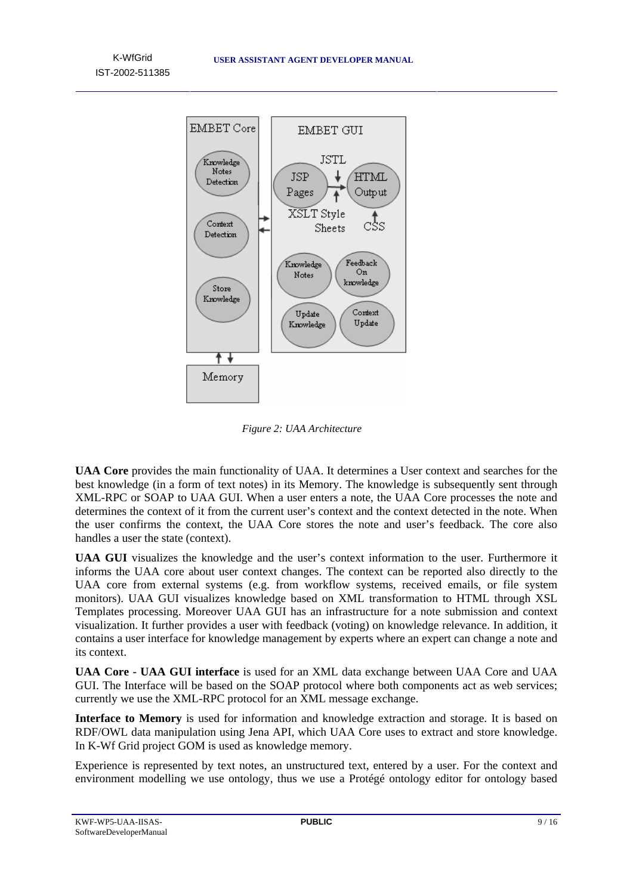*Figure 2: UAA Architecture*

**UAA Core** provides the main functionality of UAA. It determines a User context and searches for the best knowledge (in a form of text notes) in its Memory. The knowledge is subsequently sent through XML-RPC or SOAP to UAA GUI. When a user enters a note, the UAA Core processes the note and determines the context of it from the current user's context and the context detected in the note. When the user confirms the context, the UAA Core stores the note and user's feedback. The core also handles a user the state (context).

**UAA GUI** visualizes the knowledge and the user's context information to the user. Furthermore it informs the UAA core about user context changes. The context can be reported also directly to the UAA core from external systems (e.g. from workflow systems, received emails, or file system monitors). UAA GUI visualizes knowledge based on XML transformation to HTML through XSL Templates processing. Moreover UAA GUI has an infrastructure for a note submission and context visualization. It further provides a user with feedback (voting) on knowledge relevance. In addition, it contains a user interface for knowledge management by experts where an expert can change a note and its context.

**UAA Core - UAA GUI interface** is used for an XML data exchange between UAA Core and UAA GUI. The Interface will be based on the SOAP protocol where both components act as web services; currently we use the XML-RPC protocol for an XML message exchange.

**Interface to Memory** is used for information and knowledge extraction and storage. It is based on RDF/OWL data manipulation using Jena API, which UAA Core uses to extract and store knowledge. In K-Wf Grid project GOM is used as knowledge memory.

Experience is represented by text notes, an unstructured text, entered by a user. For the context and environment modelling we use ontology, thus we use a Protégé ontology editor for ontology based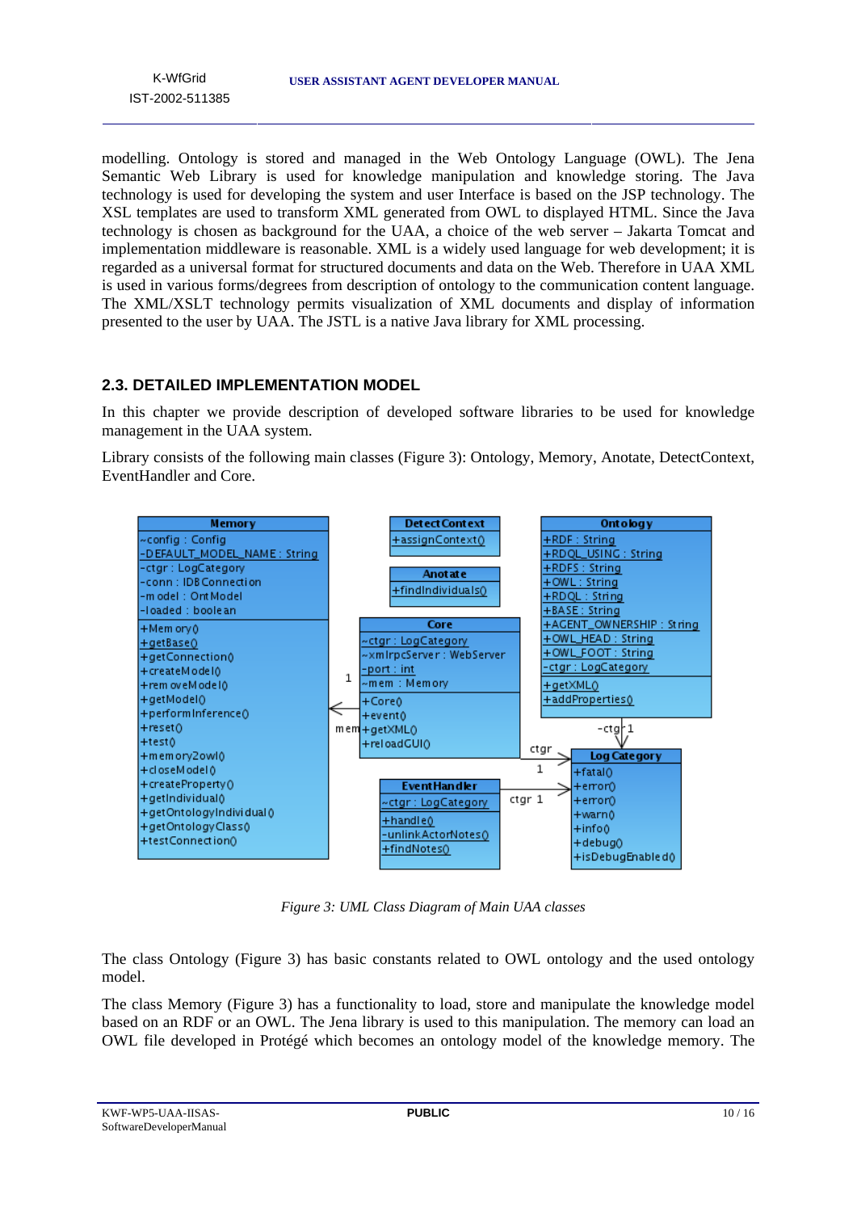modelling. Ontology is stored and managed in the Web Ontology Language (OWL). The Jena Semantic Web Library is used for knowledge manipulation and knowledge storing. The Java technology is used for developing the system and user Interface is based on the JSP technology. The XSL templates are used to transform XML generated from OWL to displayed HTML. Since the Java technology is chosen as background for the UAA, a choice of the web server – Jakarta Tomcat and implementation middleware is reasonable. XML is a widely used language for web development; it is regarded as a universal format for structured documents and data on the Web. Therefore in UAA XML is used in various forms/degrees from description of ontology to the communication content language. The XML/XSLT technology permits visualization of XML documents and display of information presented to the user by UAA. The JSTL is a native Java library for XML processing.

## 2.3. DETAILED IMPLEMENTATION MODEL

In this chapter we provide description of developed software libraries to be used for knowledge management in the UAA system.

Library consists of the following main classes (Figure 3): Ontology, Memory, Anotate, DetectContext, EventHandler and Core.

*Figure 3: UML Class Diagram of Main UAA classes*

The class Ontology (Figure 3) has basic constants related to OWL ontology and the used ontology model.

The class Memory (Figure 3) has a functionality to load, store and manipulate the knowledge model based on an RDF or an OWL. The Jena library is used to this manipulation. The memory can load an OWL file developed in Protégé which becomes an ontology model of the knowledge memory. The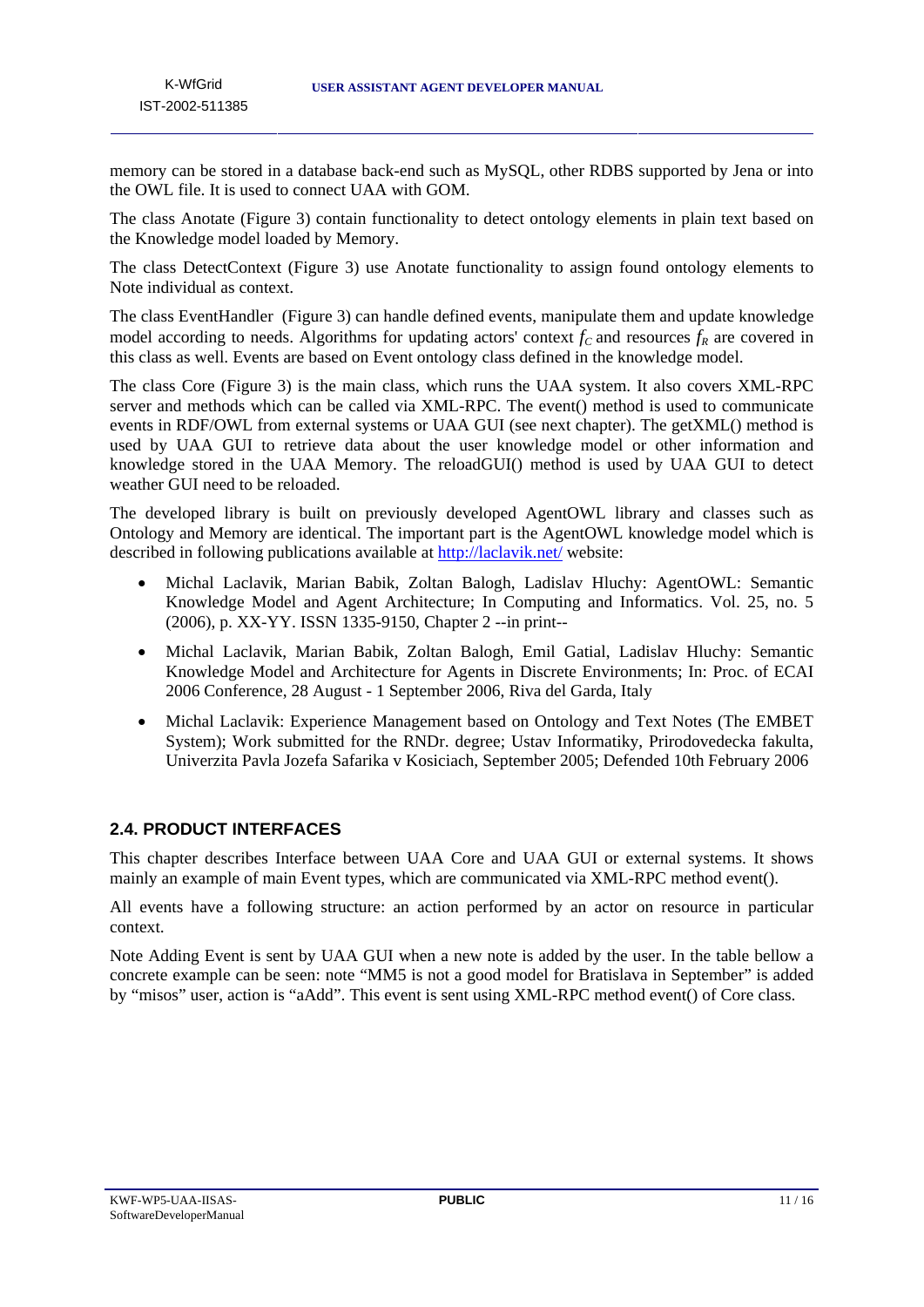memory can be stored in a database back-end such as MySQL, other RDBS supported by Jena or into the OWL file. It is used to connect UAA with GOM.

The class Anotate (Figure 3) contain functionality to detect ontology elements in plain text based on the Knowledge model loaded by Memory.

The class DetectContext (Figure 3) use Anotate functionality to assign found ontology elements to Note individual as context.

The class EventHandler (Figure 3) can handle defined events, manipulate them and update knowledge model according to needs. Algorithms for updating actors' context $f_C$ and resources $f_R$ are covered in this class as well. Events are based on Event ontology class defined in the knowledge model.

The class Core (Figure 3) is the main class, which runs the UAA system. It also covers XML-RPC server and methods which can be called via XML-RPC. The event() method is used to communicate events in RDF/OWL from external systems or UAA GUI (see next chapter). The getXML() method is used by UAA GUI to retrieve data about the user knowledge model or other information and knowledge stored in the UAA Memory. The reloadGUI() method is used by UAA GUI to detect weather GUI need to be reloaded.

The developed library is built on previously developed AgentOWL library and classes such as Ontology and Memory are identical. The important part is the AgentOWL knowledge model which is described in following publications available at http://laclavik.net/ website:

- Michal Laclavik, Marian Babik, Zoltan Balogh, Ladislav Hluchy: AgentOWL: Semantic Knowledge Model and Agent Architecture; In Computing and Informatics. Vol. 25, no. 5 (2006), p. XX-YY. ISSN 1335-9150, Chapter 2 --in print--
- Michal Laclavik, Marian Babik, Zoltan Balogh, Emil Gatial, Ladislav Hluchy: Semantic Knowledge Model and Architecture for Agents in Discrete Environments; In: Proc. of ECAI 2006 Conference, 28 August - 1 September 2006, Riva del Garda, Italy
- Michal Laclavik: Experience Management based on Ontology and Text Notes (The EMBET System); Work submitted for the RNDr. degree; Ustav Informatiky, Prirodovedecka fakulta, Univerzita Pavla Jozefa Safarika v Kosiciach, September 2005; Defended 10th February 2006

## 2.4. PRODUCT INTERFACES

This chapter describes Interface between UAA Core and UAA GUI or external systems. It shows mainly an example of main Event types, which are communicated via XML-RPC method event().

All events have a following structure: an action performed by an actor on resource in particular context.

Note Adding Event is sent by UAA GUI when a new note is added by the user. In the table bellow a concrete example can be seen: note "MM5 is not a good model for Bratislava in September" is added by "misos" user, action is "aAdd". This event is sent using XML-RPC method event() of Core class.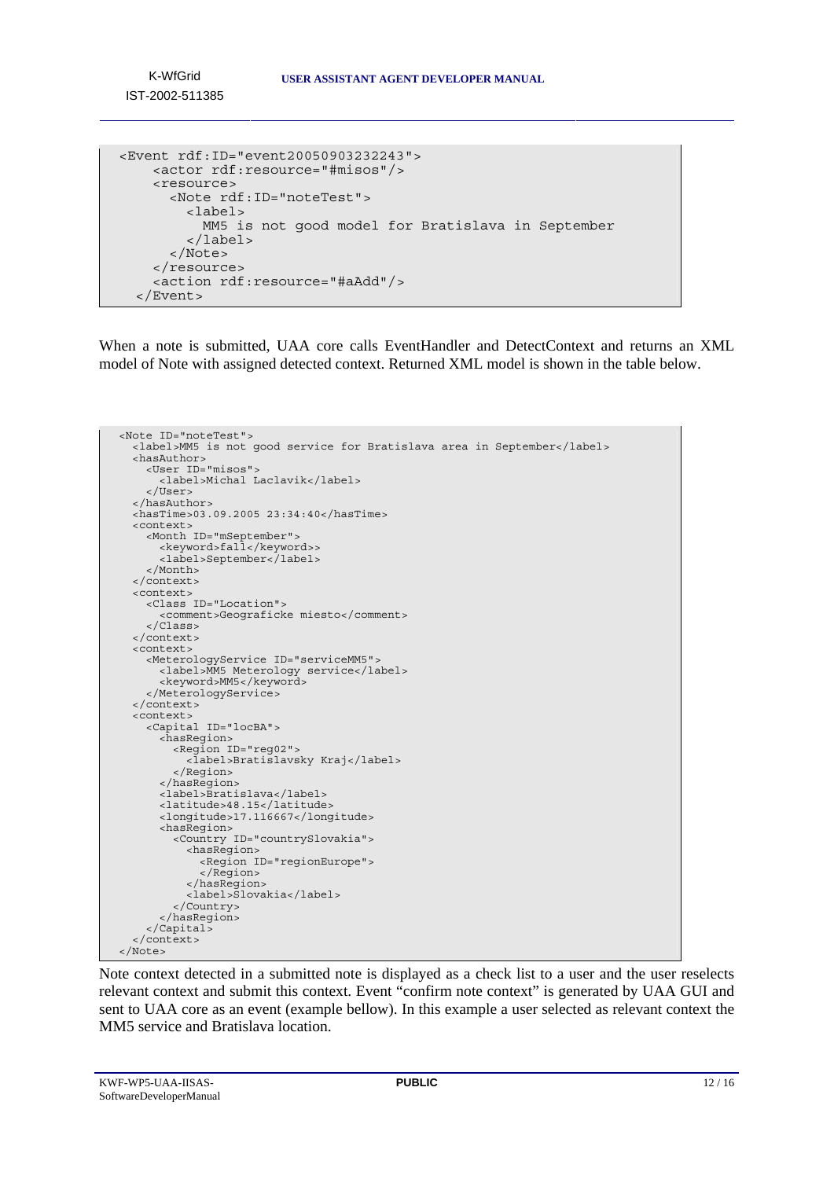```
<Event rdf:ID="event20050903232243">
     <actor rdf:resource="#misos"/>
     <resource>
       <Note rdf:ID="noteTest">
         <label>
           MM5 is not good model for Bratislava in September
         </label>
       </Note>
     </resource>
     <action rdf:resource="#aAdd"/>
   </Event>
```

When a note is submitted, UAA core calls EventHandler and DetectContext and returns an XML model of Note with assigned detected context. Returned XML model is shown in the table below.

```
<Note ID="noteTest">
  <label>MM5 is not good service for Bratislava area in September</label>
  <hasAuthor>
    <User ID="misos">
      <label>Michal Laclavik</label>
    </User>
  </hasAuthor>
  <hasTime>03.09.2005 23:34:40</hasTime>
  <context>
    <Month ID="mSeptember">
      <keyword>fall</keyword>>
      <label>September</label>
    </Month>
  </context>
  <context>
    <Class ID="Location">
      <comment>Geograficke miesto</comment>
    </Class>
  </context>
  <context>
    <MeterologyService ID="serviceMM5">
      <label>MM5 Meterology service</label>
      <keyword>MM5</keyword>
    </MeterologyService>
  </context>
  <context>
    <Capital ID="locBA">
      <hasRegion>
        <Region ID="reg02">
          <label>Bratislavsky Kraj</label>
        </Region>
      </hasRegion>
      <label>Bratislava</label>
      <latitude>48.15</latitude>
      <longitude>17.116667</longitude>
      <hasRegion>
        <Country ID="countrySlovakia">
          <hasRegion>
            <Region ID="regionEurope">
            </Region>
          </hasRegion>
          <label>Slovakia</label>
        </Country>
      </hasRegion>
    </Capital>
  </context>
</Note>
```

Note context detected in a submitted note is displayed as a check list to a user and the user reselects relevant context and submit this context. Event "confirm note context" is generated by UAA GUI and sent to UAA core as an event (example bellow). In this example a user selected as relevant context the MM5 service and Bratislava location.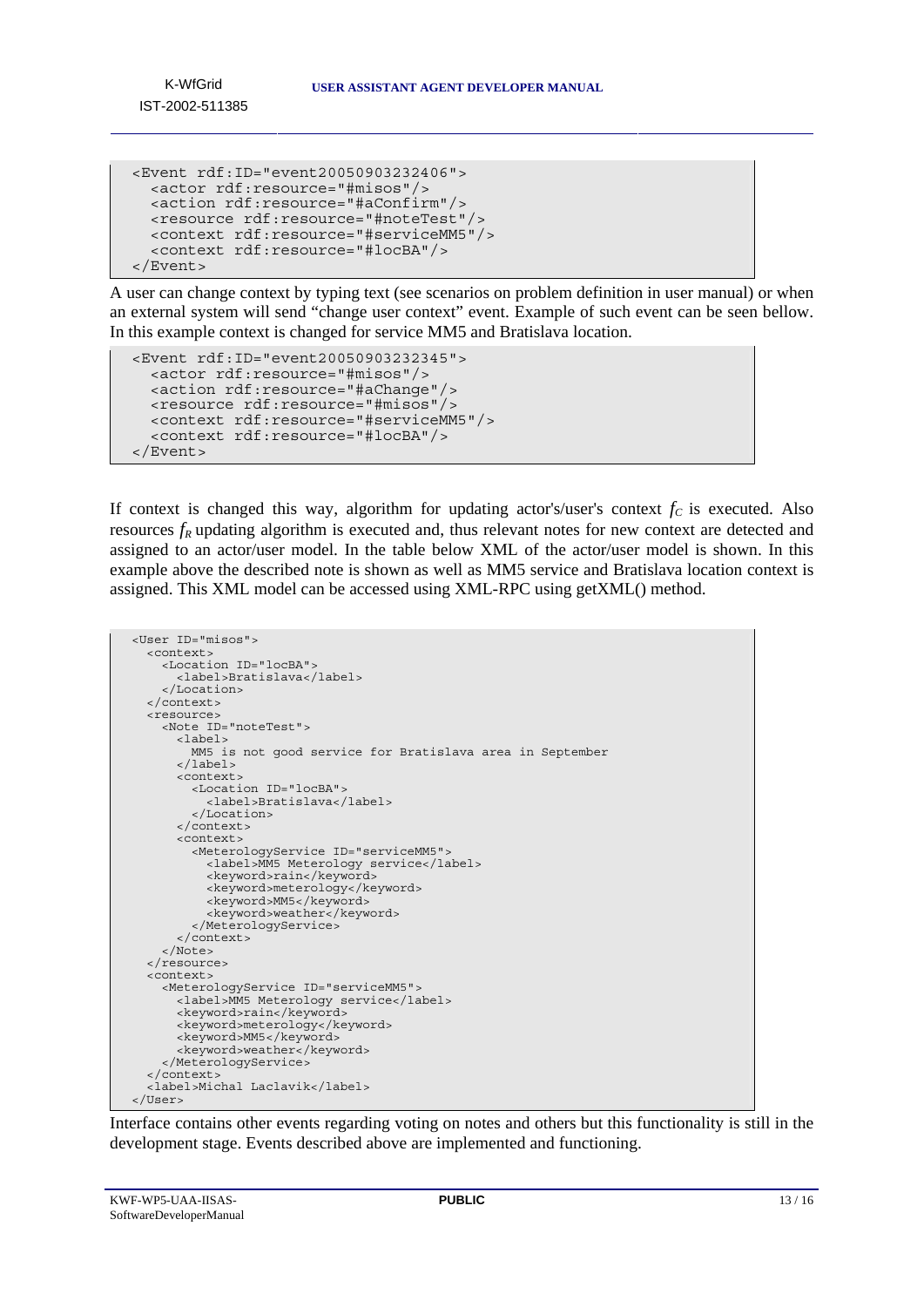```
<Event rdf:ID="event20050903232406">
  <actor rdf:resource="#misos"/>
  <action rdf:resource="#aConfirm"/>
  <resource rdf:resource="#noteTest"/>
  <context rdf:resource="#serviceMM5"/>
  <context rdf:resource="#locBA"/>
</Event>
```

A user can change context by typing text (see scenarios on problem definition in user manual) or when an external system will send "change user context" event. Example of such event can be seen bellow. In this example context is changed for service MM5 and Bratislava location.

```
<Event rdf:ID="event20050903232345">
  <actor rdf:resource="#misos"/>
  <action rdf:resource="#aChange"/>
  <resource rdf:resource="#misos"/>
  <context rdf:resource="#serviceMM5"/>
  <context rdf:resource="#locBA"/>
</Event>
```

If context is changed this way, algorithm for updating actor's/user's context $f_C$ is executed. Also resources $f_R$ updating algorithm is executed and, thus relevant notes for new context are detected and assigned to an actor/user model. In the table below XML of the actor/user model is shown. In this example above the described note is shown as well as MM5 service and Bratislava location context is assigned. This XML model can be accessed using XML-RPC using getXML() method.

```
<User ID="misos">
  <context>
    <Location ID="locBA">
      <label>Bratislava</label>
    </Location>
  </context>
  <resource>
    <Note ID="noteTest">
      <label>
        MM5 is not good service for Bratislava area in September
      </label>
      <context>
        <Location ID="locBA">
          <label>Bratislava</label>
        </Location>
      </context>
      <context>
        <MeterologyService ID="serviceMM5">
          <label>MM5 Meterology service</label>
          <keyword>rain</keyword>
          <keyword>meterology</keyword>
          <keyword>MM5</keyword>
          <keyword>weather</keyword>
        </MeterologyService>
      </context>
    </Note>
  </resource>
  <context>
    <MeterologyService ID="serviceMM5">
      <label>MM5 Meterology service</label>
      <keyword>rain</keyword>
      <keyword>meterology</keyword>
      <keyword>MM5</keyword>
      <keyword>weather</keyword>
    </MeterologyService>
  </context>
  <label>Michal Laclavik</label>
</User>
```

Interface contains other events regarding voting on notes and others but this functionality is still in the development stage. Events described above are implemented and functioning.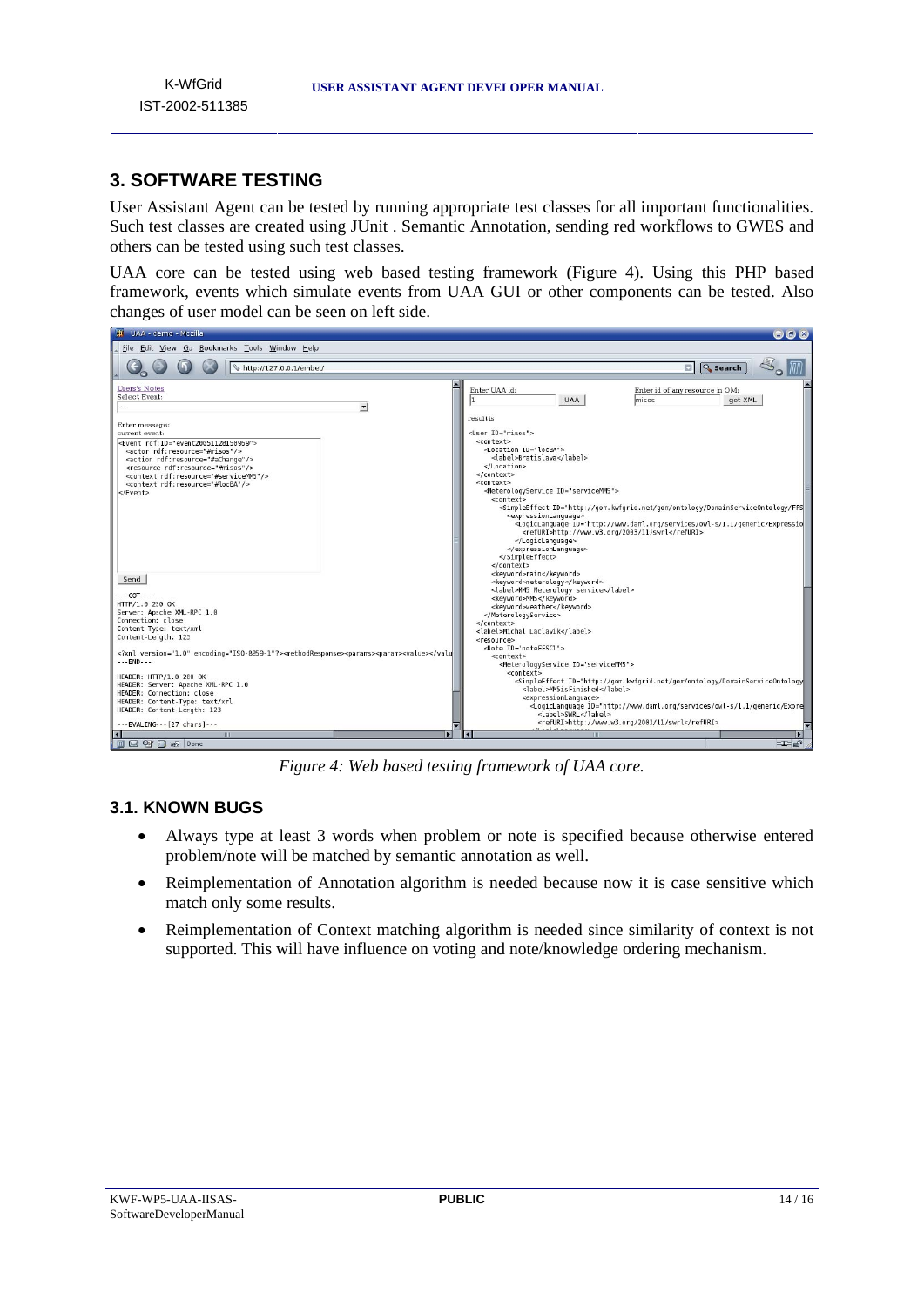## 3. SOFTWARE TESTING

User Assistant Agent can be tested by running appropriate test classes for all important functionalities. Such test classes are created using JUnit . Semantic Annotation, sending red workflows to GWES and others can be tested using such test classes.

UAA core can be tested using web based testing framework (Figure 4). Using this PHP based framework, events which simulate events from UAA GUI or other components can be tested. Also changes of user model can be seen on left side.

*Figure 4: Web based testing framework of UAA core.*

### 3.1. KNOWN BUGS

- Always type at least 3 words when problem or note is specified because otherwise entered problem/note will be matched by semantic annotation as well.
- Reimplementation of Annotation algorithm is needed because now it is case sensitive which match only some results.
- Reimplementation of Context matching algorithm is needed since similarity of context is not supported. This will have influence on voting and note/knowledge ordering mechanism.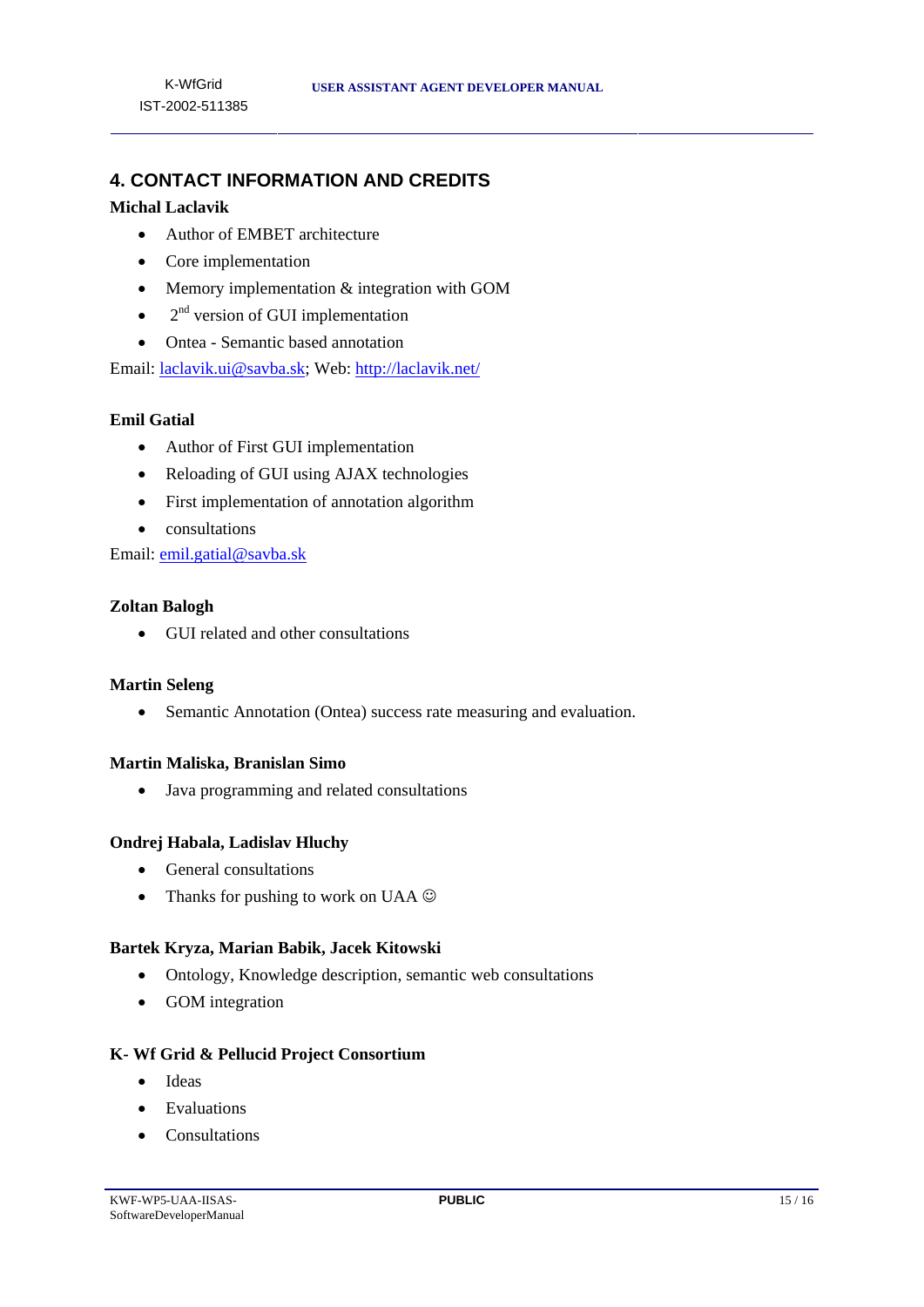## 4. CONTACT INFORMATION AND CREDITS

**Michal Laclavik**

- Author of EMBET architecture
- Core implementation
- Memory implementation & integration with GOM
- 2nd version of GUI implementation
- Ontea - Semantic based annotation

Email: laclavik.ui@savba.sk; Web: http://laclavik.net/

**Emil Gatial**

- Author of First GUI implementation
- Reloading of GUI using AJAX technologies
- First implementation of annotation algorithm
- consultations

Email: emil.gatial@savba.sk

**Zoltan Balogh**

- GUI related and other consultations

**Martin Seleng**

- Semantic Annotation (Ontea) success rate measuring and evaluation.

**Martin Maliska, Branislan Simo**

- Java programming and related consultations

**Ondrej Habala, Ladislav Hluchy**

- General consultations
- Thanks for pushing to work on UAA ☺

**Bartek Kryza, Marian Babik, Jacek Kitowski**

- Ontology, Knowledge description, semantic web consultations
- GOM integration

**K- Wf Grid & Pellucid Project Consortium**

- Ideas
- Evaluations
- Consultations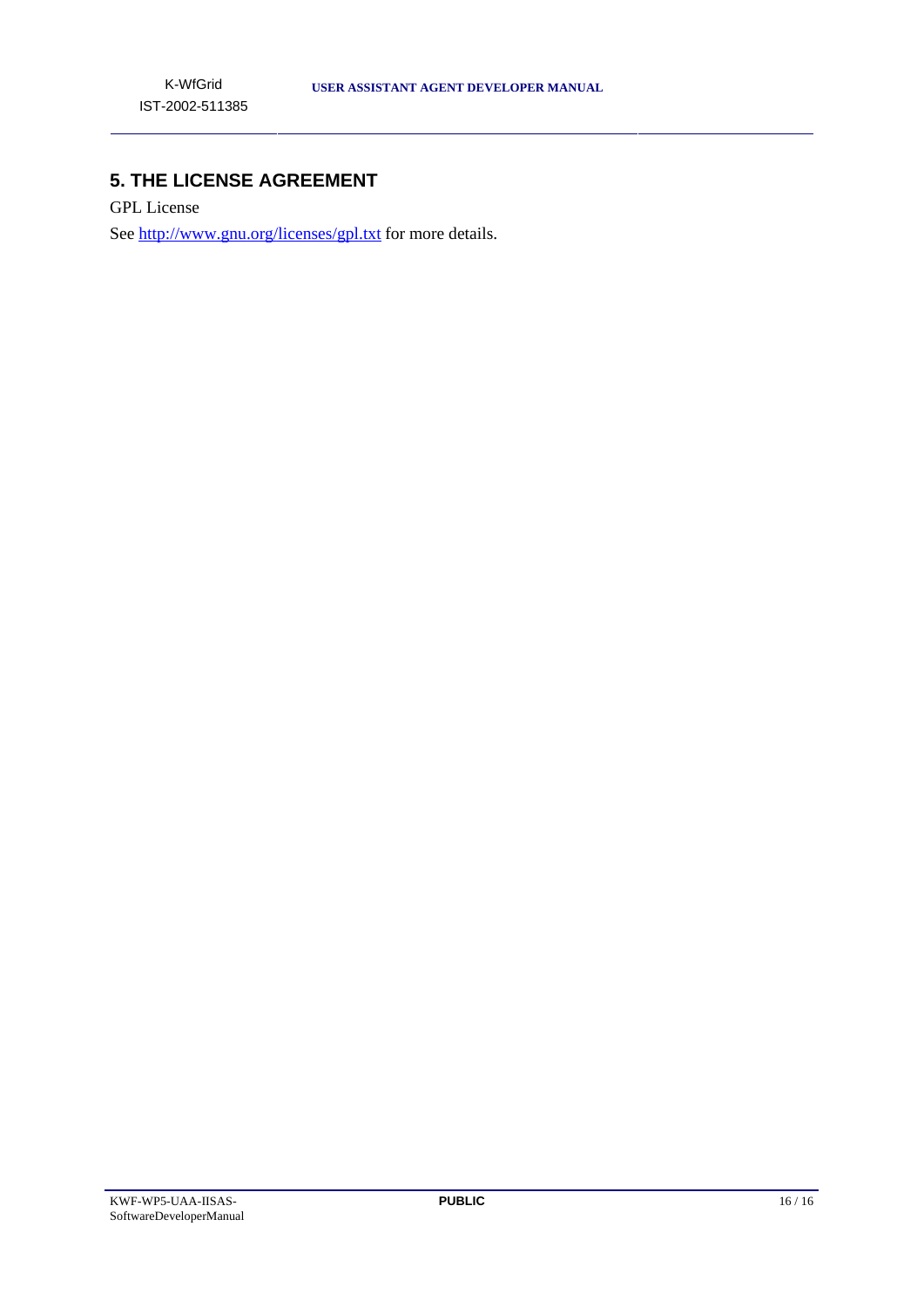## 5. THE LICENSE AGREEMENT

GPL License

See http://www.gnu.org/licenses/gpl.txt for more details.